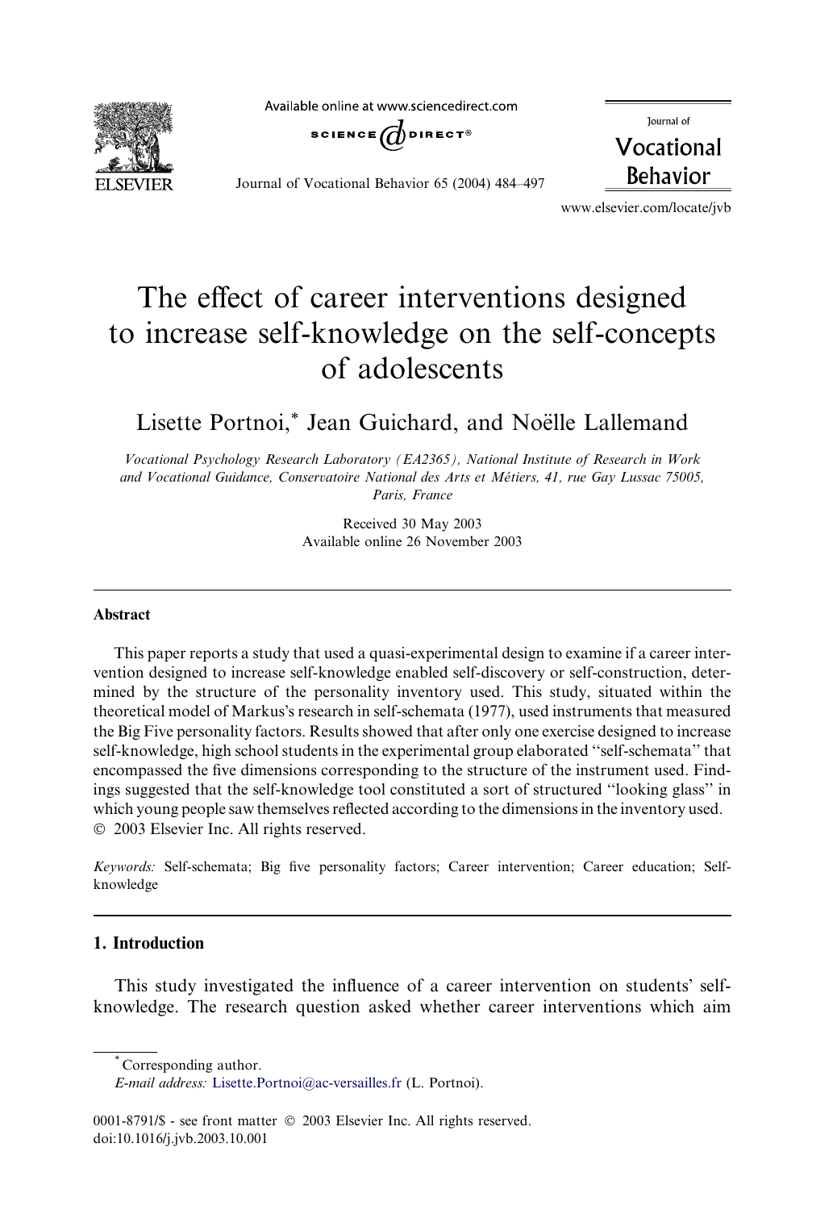# The effect of career interventions designed to increase self-knowledge on the self-concepts of adolescents

Lisette Portnoi,* Jean Guichard, and Noëlle Lallemand

*Vocational Psychology Research Laboratory (EA2365), National Institute of Research in Work and Vocational Guidance, Conservatoire National des Arts et Métiers, 41, rue Gay Lussac 75005, Paris, France*

Received 30 May 2003
Available online 26 November 2003

## Abstract

This paper reports a study that used a quasi-experimental design to examine if a career intervention designed to increase self-knowledge enabled self-discovery or self-construction, determined by the structure of the personality inventory used. This study, situated within the theoretical model of Markus's research in self-schemata (1977), used instruments that measured the Big Five personality factors. Results showed that after only one exercise designed to increase self-knowledge, high school students in the experimental group elaborated "self-schemata" that encompassed the five dimensions corresponding to the structure of the instrument used. Findings suggested that the self-knowledge tool constituted a sort of structured "looking glass" in which young people saw themselves reflected according to the dimensions in the inventory used.
© 2003 Elsevier Inc. All rights reserved.

*Keywords:* Self-schemata; Big five personality factors; Career intervention; Career education; Self-knowledge

## 1. Introduction

This study investigated the influence of a career intervention on students' self-knowledge. The research question asked whether career interventions which aim

---

* Corresponding author.
*E-mail address:* Lisette.Portnoi@ac-versailles.fr (L. Portnoi).

0001-8791/$ - see front matter © 2003 Elsevier Inc. All rights reserved.
doi:10.1016/j.jvb.2003.10.001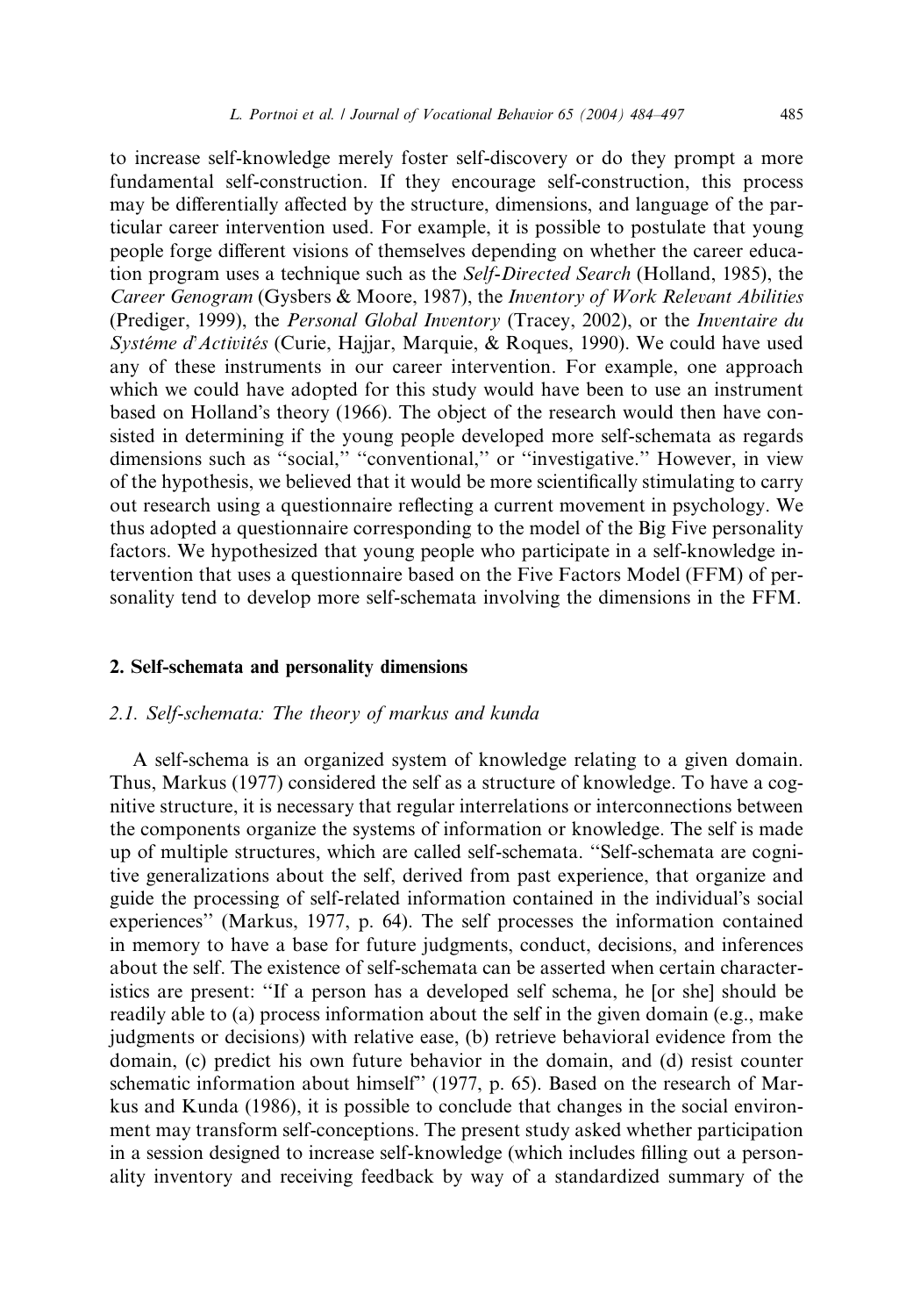to increase self-knowledge merely foster self-discovery or do they prompt a more fundamental self-construction. If they encourage self-construction, this process may be differentially affected by the structure, dimensions, and language of the particular career intervention used. For example, it is possible to postulate that young people forge different visions of themselves depending on whether the career education program uses a technique such as the *Self-Directed Search* (Holland, 1985), the *Career Genogram* (Gysbers & Moore, 1987), the *Inventory of Work Relevant Abilities* (Prediger, 1999), the *Personal Global Inventory* (Tracey, 2002), or the *Inventaire du Systéme d'Activités* (Curie, Hajjar, Marquie, & Roques, 1990). We could have used any of these instruments in our career intervention. For example, one approach which we could have adopted for this study would have been to use an instrument based on Holland's theory (1966). The object of the research would then have consisted in determining if the young people developed more self-schemata as regards dimensions such as "social," "conventional," or "investigative." However, in view of the hypothesis, we believed that it would be more scientifically stimulating to carry out research using a questionnaire reflecting a current movement in psychology. We thus adopted a questionnaire corresponding to the model of the Big Five personality factors. We hypothesized that young people who participate in a self-knowledge intervention that uses a questionnaire based on the Five Factors Model (FFM) of personality tend to develop more self-schemata involving the dimensions in the FFM.

## 2. Self-schemata and personality dimensions

### 2.1. Self-schemata: The theory of markus and kunda

A self-schema is an organized system of knowledge relating to a given domain. Thus, Markus (1977) considered the self as a structure of knowledge. To have a cognitive structure, it is necessary that regular interrelations or interconnections between the components organize the systems of information or knowledge. The self is made up of multiple structures, which are called self-schemata. "Self-schemata are cognitive generalizations about the self, derived from past experience, that organize and guide the processing of self-related information contained in the individual's social experiences" (Markus, 1977, p. 64). The self processes the information contained in memory to have a base for future judgments, conduct, decisions, and inferences about the self. The existence of self-schemata can be asserted when certain characteristics are present: "If a person has a developed self schema, he [or she] should be readily able to (a) process information about the self in the given domain (e.g., make judgments or decisions) with relative ease, (b) retrieve behavioral evidence from the domain, (c) predict his own future behavior in the domain, and (d) resist counter schematic information about himself" (1977, p. 65). Based on the research of Markus and Kunda (1986), it is possible to conclude that changes in the social environment may transform self-conceptions. The present study asked whether participation in a session designed to increase self-knowledge (which includes filling out a personality inventory and receiving feedback by way of a standardized summary of the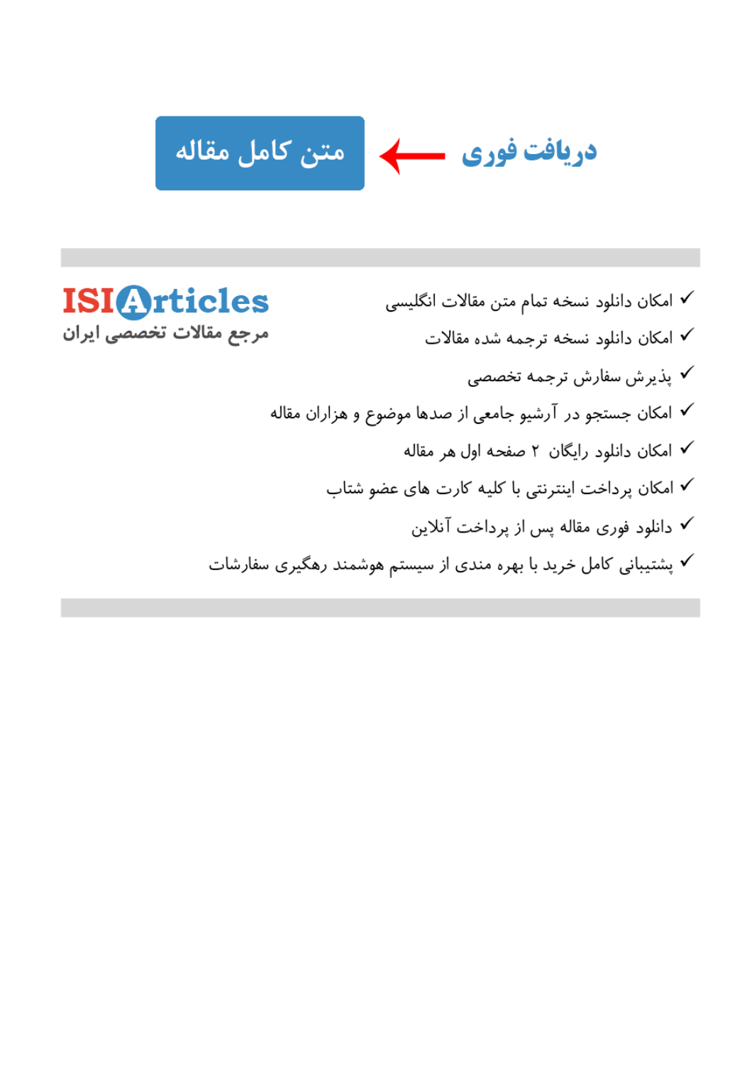دریافت فوری ← **متن کامل مقاله**

**ISIArticles**
مرجع مقالات تخصصی ایران

- ✓ امکان دانلود نسخه تمام متن مقالات انگلیسی
- ✓ امکان دانلود نسخه ترجمه شده مقالات
- ✓ پذیرش سفارش ترجمه تخصصی
- ✓ امکان جستجو در آرشیو جامعی از صدها موضوع و هزاران مقاله
- ✓ امکان دانلود رایگان ۲ صفحه اول هر مقاله
- ✓ امکان پرداخت اینترنتی با کلیه کارت های عضو شتاب
- ✓ دانلود فوری مقاله پس از پرداخت آنلاین
- ✓ پشتیبانی کامل خرید با بهره مندی از سیستم هوشمند رهگیری سفارشات